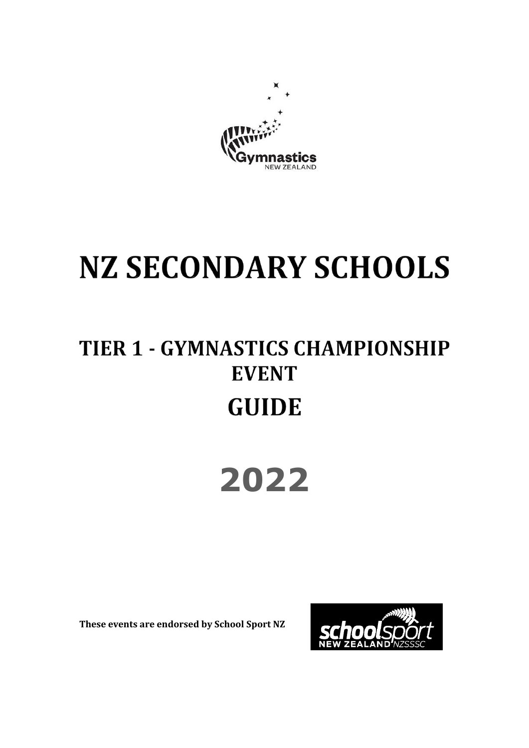# NZ SECONDARY SCHOOLS

## TIER 1 - GYMNASTICS CHAMPIONSHIP EVENT

## GUIDE

# 2022

**These events are endorsed by School Sport NZ**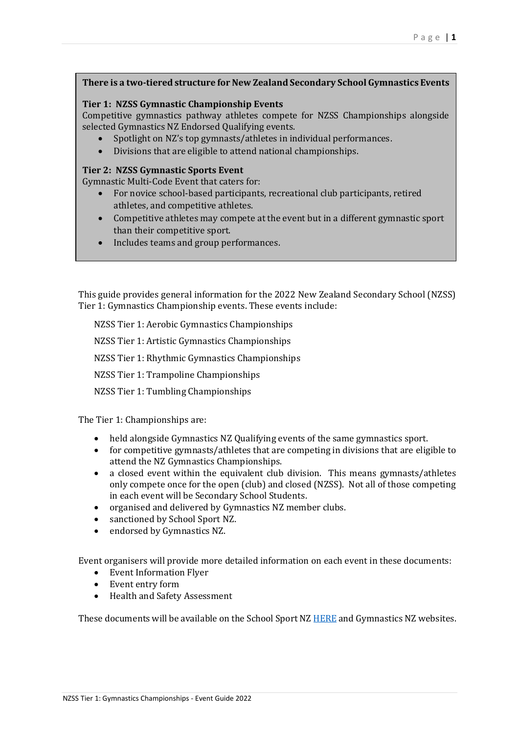**There is a two-tiered structure for New Zealand Secondary School Gymnastics Events**

**Tier 1: NZSS Gymnastic Championship Events**
Competitive gymnastics pathway athletes compete for NZSS Championships alongside selected Gymnastics NZ Endorsed Qualifying events.

- Spotlight on NZ's top gymnasts/athletes in individual performances.
- Divisions that are eligible to attend national championships.

**Tier 2: NZSS Gymnastic Sports Event**
Gymnastic Multi-Code Event that caters for:

- For novice school-based participants, recreational club participants, retired athletes, and competitive athletes.
- Competitive athletes may compete at the event but in a different gymnastic sport than their competitive sport.
- Includes teams and group performances.

This guide provides general information for the 2022 New Zealand Secondary School (NZSS) Tier 1: Gymnastics Championship events. These events include:

NZSS Tier 1: Aerobic Gymnastics Championships

NZSS Tier 1: Artistic Gymnastics Championships

NZSS Tier 1: Rhythmic Gymnastics Championships

NZSS Tier 1: Trampoline Championships

NZSS Tier 1: Tumbling Championships

The Tier 1: Championships are:

- held alongside Gymnastics NZ Qualifying events of the same gymnastics sport.
- for competitive gymnasts/athletes that are competing in divisions that are eligible to attend the NZ Gymnastics Championships.
- a closed event within the equivalent club division. This means gymnasts/athletes only compete once for the open (club) and closed (NZSS). Not all of those competing in each event will be Secondary School Students.
- organised and delivered by Gymnastics NZ member clubs.
- sanctioned by School Sport NZ.
- endorsed by Gymnastics NZ.

Event organisers will provide more detailed information on each event in these documents:

- Event Information Flyer
- Event entry form
- Health and Safety Assessment

These documents will be available on the School Sport NZ HERE and Gymnastics NZ websites.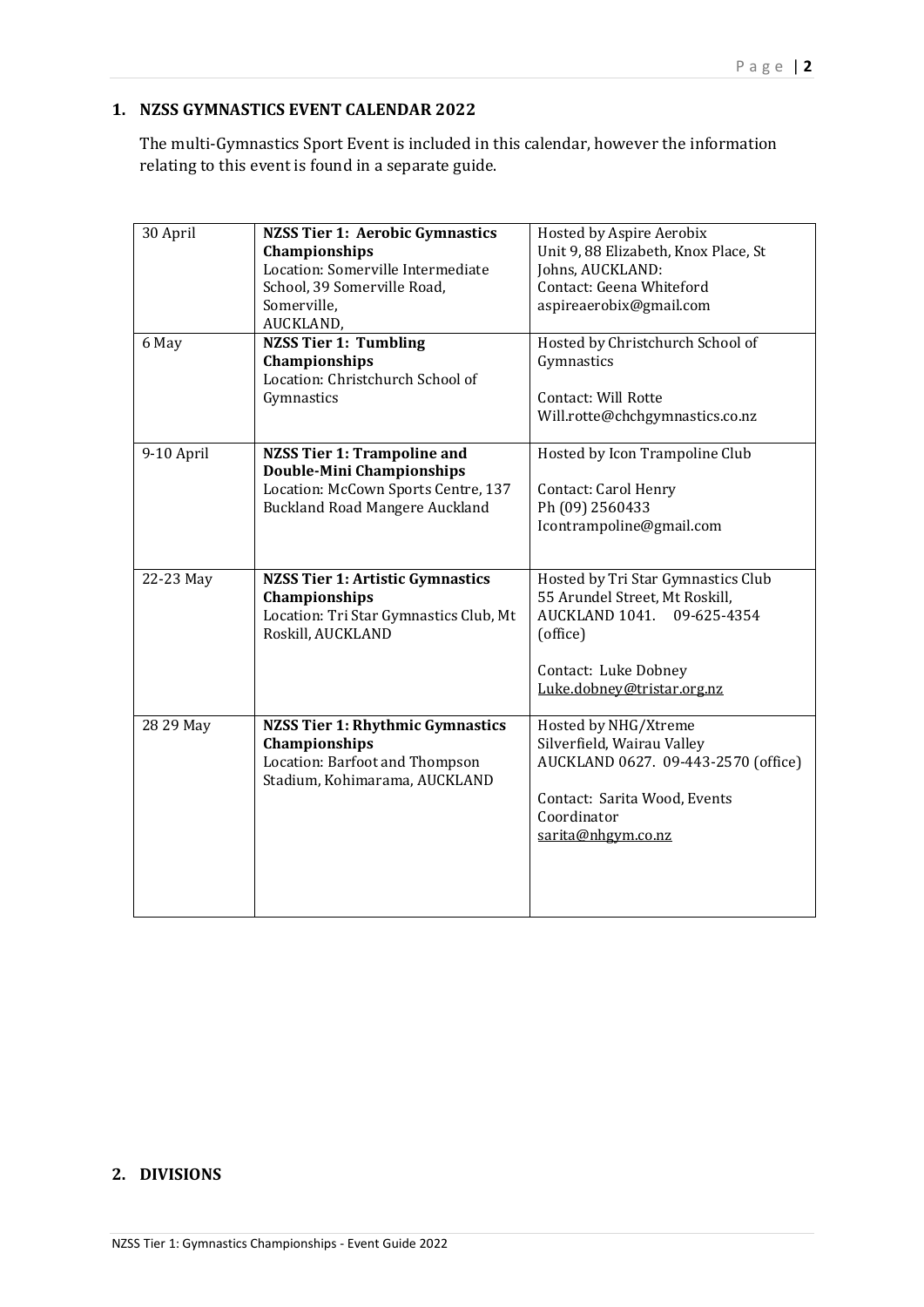## 1. NZSS GYMNASTICS EVENT CALENDAR 2022

The multi-Gymnastics Sport Event is included in this calendar, however the information relating to this event is found in a separate guide.

| Date | Event | Host |
|---|---|---|
| 30 April | **NZSS Tier 1: Aerobic Gymnastics Championships**<br>Location: Somerville Intermediate School, 39 Somerville Road, Somerville, AUCKLAND, | Hosted by Aspire Aerobix<br>Unit 9, 88 Elizabeth, Knox Place, St Johns, AUCKLAND:<br>Contact: Geena Whiteford<br>aspireaerobix@gmail.com |
| 6 May | **NZSS Tier 1: Tumbling Championships**<br>Location: Christchurch School of Gymnastics | Hosted by Christchurch School of Gymnastics<br><br>Contact: Will Rotte<br>Will.rotte@chchgymnastics.co.nz |
| 9-10 April | **NZSS Tier 1: Trampoline and Double-Mini Championships**<br>Location: McCown Sports Centre, 137 Buckland Road Mangere Auckland | Hosted by Icon Trampoline Club<br><br>Contact: Carol Henry<br>Ph (09) 2560433<br>Icontrampoline@gmail.com |
| 22-23 May | **NZSS Tier 1: Artistic Gymnastics Championships**<br>Location: Tri Star Gymnastics Club, Mt Roskill, AUCKLAND | Hosted by Tri Star Gymnastics Club<br>55 Arundel Street, Mt Roskill, AUCKLAND 1041. 09-625-4354 (office)<br><br>Contact: Luke Dobney<br>Luke.dobney@tristar.org.nz |
| 28 29 May | **NZSS Tier 1: Rhythmic Gymnastics Championships**<br>Location: Barfoot and Thompson Stadium, Kohimarama, AUCKLAND | Hosted by NHG/Xtreme<br>Silverfield, Wairau Valley<br>AUCKLAND 0627. 09-443-2570 (office)<br><br>Contact: Sarita Wood, Events Coordinator<br>sarita@nhgym.co.nz |

## 2. DIVISIONS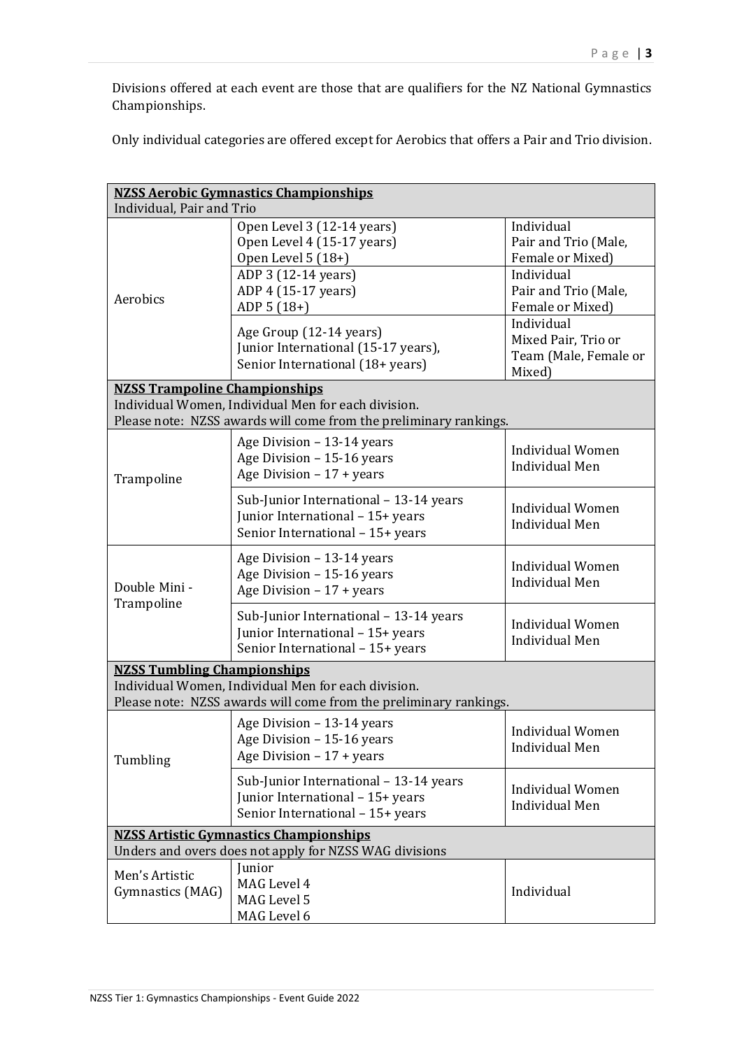Divisions offered at each event are those that are qualifiers for the NZ National Gymnastics Championships.

Only individual categories are offered except for Aerobics that offers a Pair and Trio division.

| **NZSS Aerobic Gymnastics Championships**<br>Individual, Pair and Trio | | |
|---|---|---|
| Aerobics | Open Level 3 (12-14 years)<br>Open Level 4 (15-17 years)<br>Open Level 5 (18+) | Individual<br>Pair and Trio (Male, Female or Mixed) |
| | ADP 3 (12-14 years)<br>ADP 4 (15-17 years)<br>ADP 5 (18+) | Individual<br>Pair and Trio (Male, Female or Mixed) |
| | Age Group (12-14 years)<br>Junior International (15-17 years),<br>Senior International (18+ years) | Individual<br>Mixed Pair, Trio or Team (Male, Female or Mixed) |
| **NZSS Trampoline Championships**<br>Individual Women, Individual Men for each division.<br>Please note: NZSS awards will come from the preliminary rankings. | | |
| Trampoline | Age Division – 13-14 years<br>Age Division – 15-16 years<br>Age Division – 17 + years | Individual Women<br>Individual Men |
| | Sub-Junior International – 13-14 years<br>Junior International – 15+ years<br>Senior International – 15+ years | Individual Women<br>Individual Men |
| Double Mini - Trampoline | Age Division – 13-14 years<br>Age Division – 15-16 years<br>Age Division – 17 + years | Individual Women<br>Individual Men |
| | Sub-Junior International – 13-14 years<br>Junior International – 15+ years<br>Senior International – 15+ years | Individual Women<br>Individual Men |
| **NZSS Tumbling Championships**<br>Individual Women, Individual Men for each division.<br>Please note: NZSS awards will come from the preliminary rankings. | | |
| Tumbling | Age Division – 13-14 years<br>Age Division – 15-16 years<br>Age Division – 17 + years | Individual Women<br>Individual Men |
| | Sub-Junior International – 13-14 years<br>Junior International – 15+ years<br>Senior International – 15+ years | Individual Women<br>Individual Men |
| **NZSS Artistic Gymnastics Championships**<br>Unders and overs does not apply for NZSS WAG divisions | | |
| Men's Artistic Gymnastics (MAG) | Junior<br>MAG Level 4<br>MAG Level 5<br>MAG Level 6 | Individual |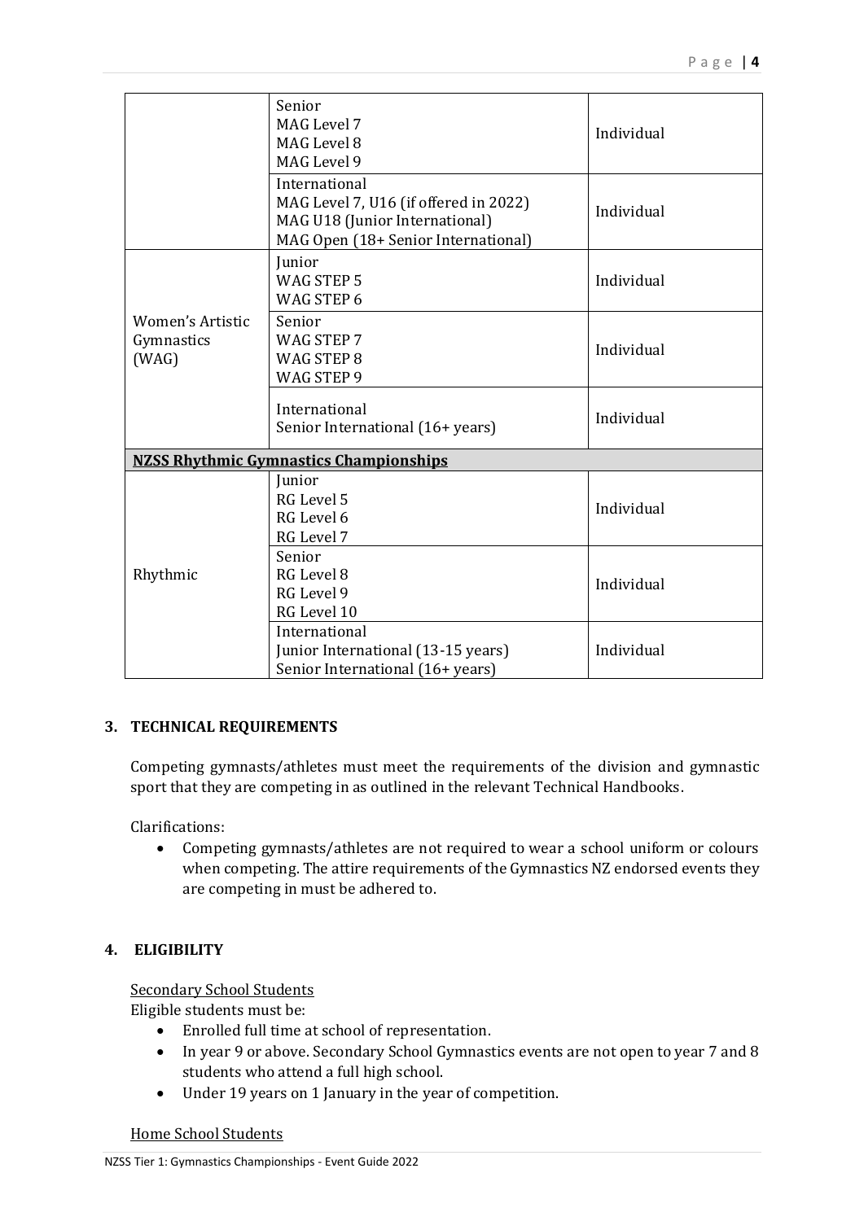| | | |
|---|---|---|
| | Senior<br>MAG Level 7<br>MAG Level 8<br>MAG Level 9 | Individual |
| | International<br>MAG Level 7, U16 (if offered in 2022)<br>MAG U18 (Junior International)<br>MAG Open (18+ Senior International) | Individual |
| Women's Artistic Gymnastics (WAG) | Junior<br>WAG STEP 5<br>WAG STEP 6 | Individual |
| | Senior<br>WAG STEP 7<br>WAG STEP 8<br>WAG STEP 9 | Individual |
| | International<br>Senior International (16+ years) | Individual |
| **NZSS Rhythmic Gymnastics Championships** | | |
| Rhythmic | Junior<br>RG Level 5<br>RG Level 6<br>RG Level 7 | Individual |
| | Senior<br>RG Level 8<br>RG Level 9<br>RG Level 10 | Individual |
| | International<br>Junior International (13-15 years)<br>Senior International (16+ years) | Individual |

## 3. TECHNICAL REQUIREMENTS

Competing gymnasts/athletes must meet the requirements of the division and gymnastic sport that they are competing in as outlined in the relevant Technical Handbooks.

Clarifications:

- Competing gymnasts/athletes are not required to wear a school uniform or colours when competing. The attire requirements of the Gymnastics NZ endorsed events they are competing in must be adhered to.

## 4. ELIGIBILITY

Secondary School Students

Eligible students must be:

- Enrolled full time at school of representation.
- In year 9 or above. Secondary School Gymnastics events are not open to year 7 and 8 students who attend a full high school.
- Under 19 years on 1 January in the year of competition.

Home School Students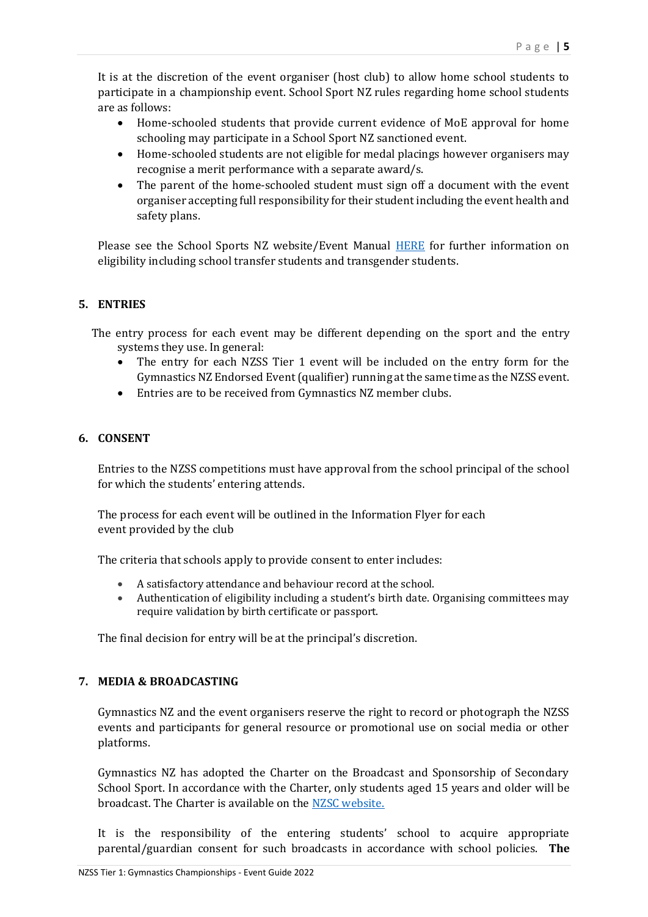It is at the discretion of the event organiser (host club) to allow home school students to participate in a championship event. School Sport NZ rules regarding home school students are as follows:

- Home-schooled students that provide current evidence of MoE approval for home schooling may participate in a School Sport NZ sanctioned event.
- Home-schooled students are not eligible for medal placings however organisers may recognise a merit performance with a separate award/s.
- The parent of the home-schooled student must sign off a document with the event organiser accepting full responsibility for their student including the event health and safety plans.

Please see the School Sports NZ website/Event Manual [HERE] for further information on eligibility including school transfer students and transgender students.

## 5. ENTRIES

The entry process for each event may be different depending on the sport and the entry systems they use. In general:

- The entry for each NZSS Tier 1 event will be included on the entry form for the Gymnastics NZ Endorsed Event (qualifier) running at the same time as the NZSS event.
- Entries are to be received from Gymnastics NZ member clubs.

## 6. CONSENT

Entries to the NZSS competitions must have approval from the school principal of the school for which the students' entering attends.

The process for each event will be outlined in the Information Flyer for each event provided by the club

The criteria that schools apply to provide consent to enter includes:

- A satisfactory attendance and behaviour record at the school.
- Authentication of eligibility including a student's birth date. Organising committees may require validation by birth certificate or passport.

The final decision for entry will be at the principal's discretion.

## 7. MEDIA & BROADCASTING

Gymnastics NZ and the event organisers reserve the right to record or photograph the NZSS events and participants for general resource or promotional use on social media or other platforms.

Gymnastics NZ has adopted the Charter on the Broadcast and Sponsorship of Secondary School Sport. In accordance with the Charter, only students aged 15 years and older will be broadcast. The Charter is available on the [NZSC website.]

It is the responsibility of the entering students' school to acquire appropriate parental/guardian consent for such broadcasts in accordance with school policies. **The**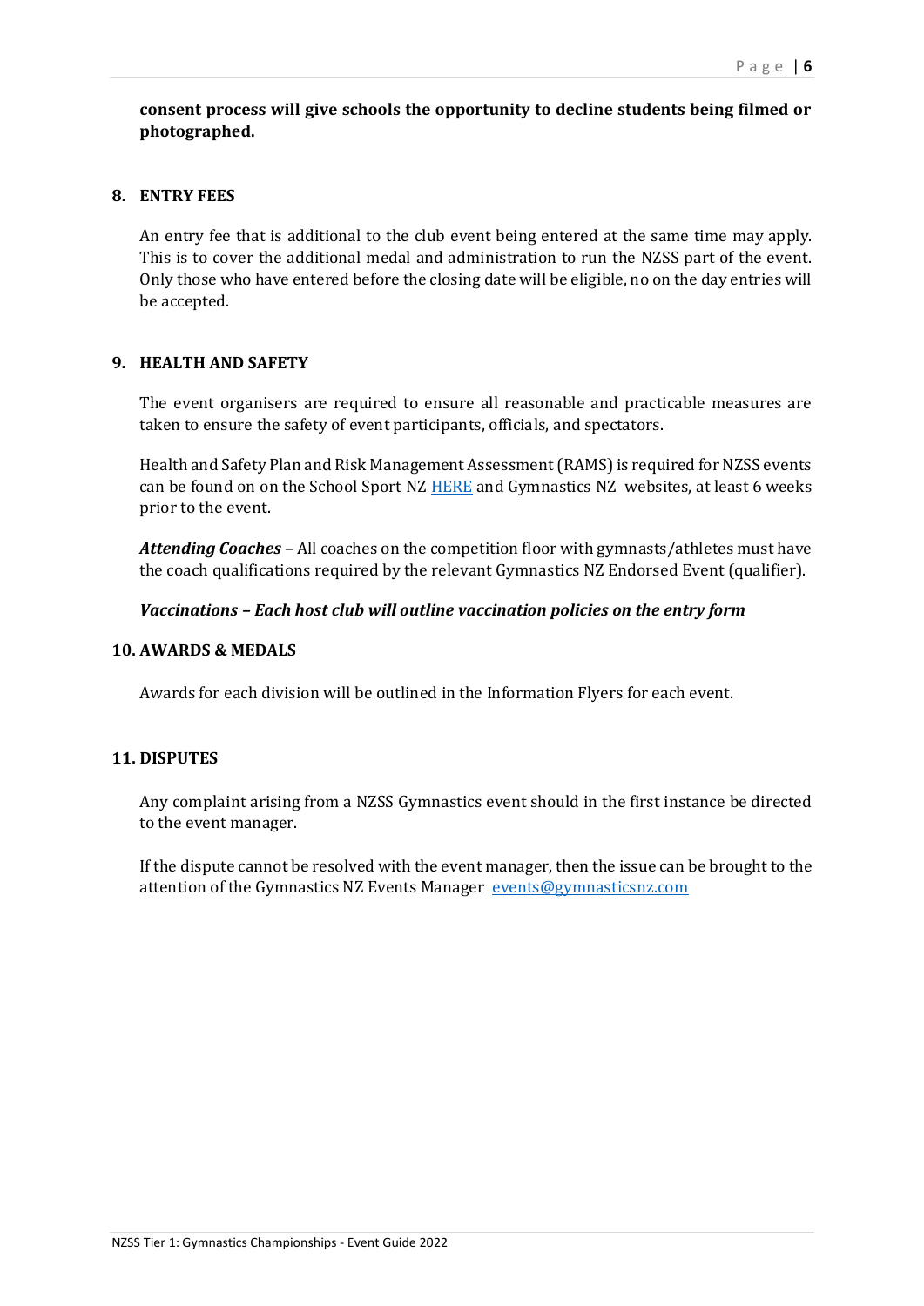**consent process will give schools the opportunity to decline students being filmed or photographed.**

## 8. ENTRY FEES

An entry fee that is additional to the club event being entered at the same time may apply. This is to cover the additional medal and administration to run the NZSS part of the event. Only those who have entered before the closing date will be eligible, no on the day entries will be accepted.

## 9. HEALTH AND SAFETY

The event organisers are required to ensure all reasonable and practicable measures are taken to ensure the safety of event participants, officials, and spectators.

Health and Safety Plan and Risk Management Assessment (RAMS) is required for NZSS events can be found on on the School Sport NZ [HERE] and Gymnastics NZ websites, at least 6 weeks prior to the event.

***Attending Coaches*** – All coaches on the competition floor with gymnasts/athletes must have the coach qualifications required by the relevant Gymnastics NZ Endorsed Event (qualifier).

***Vaccinations – Each host club will outline vaccination policies on the entry form***

## 10. AWARDS & MEDALS

Awards for each division will be outlined in the Information Flyers for each event.

## 11. DISPUTES

Any complaint arising from a NZSS Gymnastics event should in the first instance be directed to the event manager.

If the dispute cannot be resolved with the event manager, then the issue can be brought to the attention of the Gymnastics NZ Events Manager events@gymnasticsnz.com